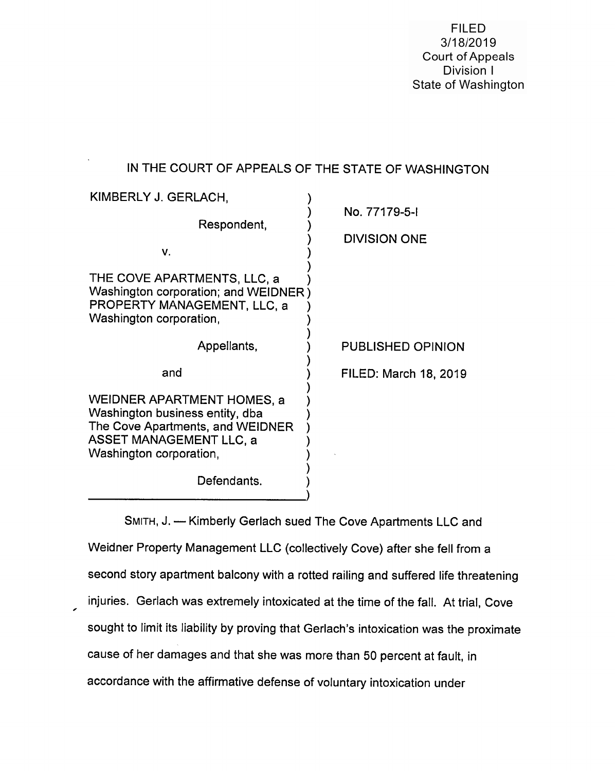FILED
3/18/2019
Court of Appeals
Division I
State of Washington

IN THE COURT OF APPEALS OF THE STATE OF WASHINGTON

| | |
|---|---|
| KIMBERLY J. GERLACH,<br><br>Respondent,<br><br>v.<br><br>THE COVE APARTMENTS, LLC, a Washington corporation; and WEIDNER PROPERTY MANAGEMENT, LLC, a Washington corporation,<br><br>Appellants,<br><br>and<br><br>WEIDNER APARTMENT HOMES, a Washington business entity, dba The Cove Apartments, and WEIDNER ASSET MANAGEMENT LLC, a Washington corporation,<br><br>Defendants. | No. 77179-5-I<br><br>DIVISION ONE<br><br>PUBLISHED OPINION<br><br>FILED: March 18, 2019 |

SMITH, J. — Kimberly Gerlach sued The Cove Apartments LLC and Weidner Property Management LLC (collectively Cove) after she fell from a second story apartment balcony with a rotted railing and suffered life threatening injuries. Gerlach was extremely intoxicated at the time of the fall. At trial, Cove sought to limit its liability by proving that Gerlach's intoxication was the proximate cause of her damages and that she was more than 50 percent at fault, in accordance with the affirmative defense of voluntary intoxication under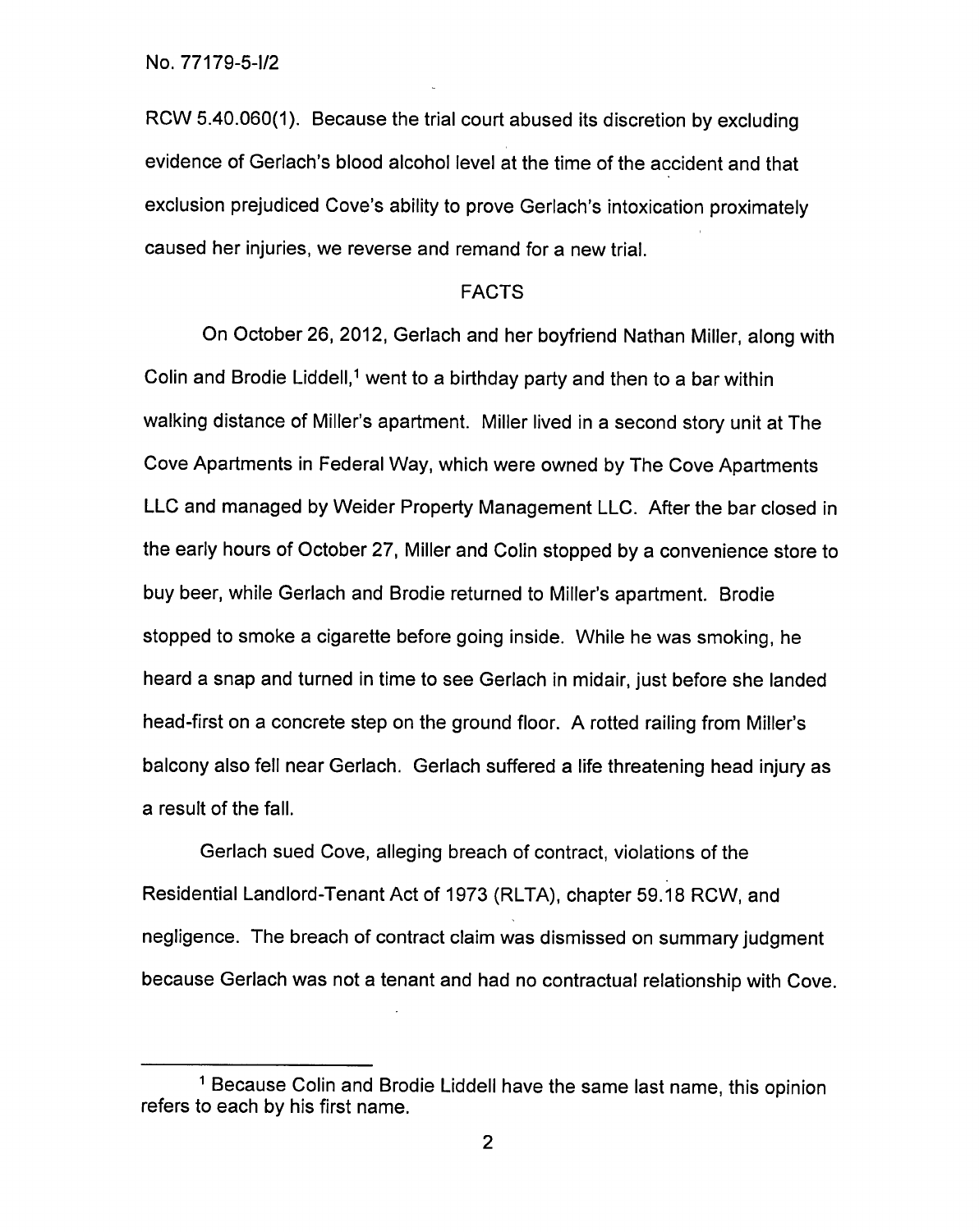RCW 5.40.060(1). Because the trial court abused its discretion by excluding evidence of Gerlach's blood alcohol level at the time of the accident and that exclusion prejudiced Cove's ability to prove Gerlach's intoxication proximately caused her injuries, we reverse and remand for a new trial.

## FACTS

On October 26, 2012, Gerlach and her boyfriend Nathan Miller, along with Colin and Brodie Liddell,[1] went to a birthday party and then to a bar within walking distance of Miller's apartment. Miller lived in a second story unit at The Cove Apartments in Federal Way, which were owned by The Cove Apartments LLC and managed by Weider Property Management LLC. After the bar closed in the early hours of October 27, Miller and Colin stopped by a convenience store to buy beer, while Gerlach and Brodie returned to Miller's apartment. Brodie stopped to smoke a cigarette before going inside. While he was smoking, he heard a snap and turned in time to see Gerlach in midair, just before she landed head-first on a concrete step on the ground floor. A rotted railing from Miller's balcony also fell near Gerlach. Gerlach suffered a life threatening head injury as a result of the fall.

Gerlach sued Cove, alleging breach of contract, violations of the Residential Landlord-Tenant Act of 1973 (RLTA), chapter 59.18 RCW, and negligence. The breach of contract claim was dismissed on summary judgment because Gerlach was not a tenant and had no contractual relationship with Cove.

---

[1] Because Colin and Brodie Liddell have the same last name, this opinion refers to each by his first name.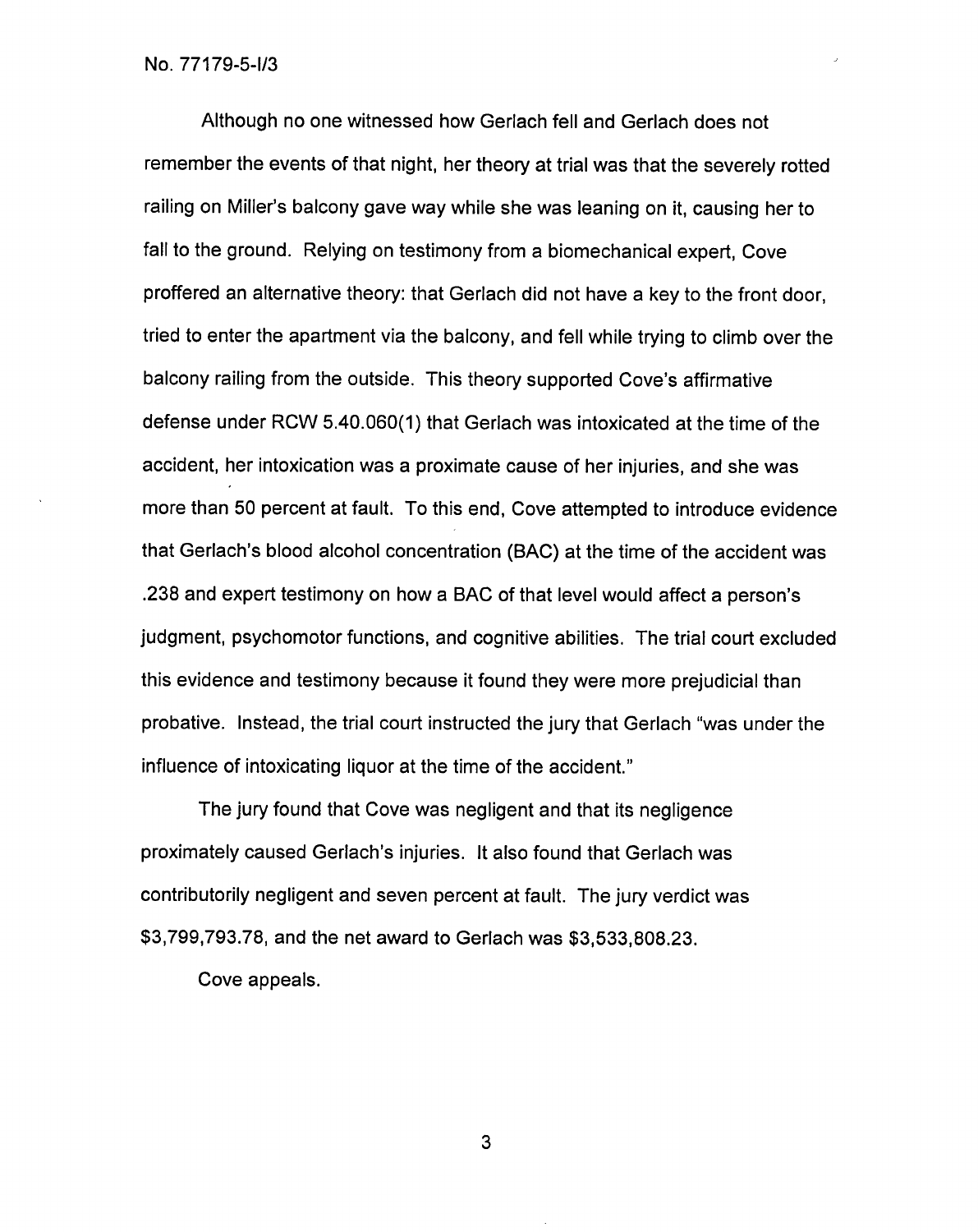Although no one witnessed how Gerlach fell and Gerlach does not remember the events of that night, her theory at trial was that the severely rotted railing on Miller's balcony gave way while she was leaning on it, causing her to fall to the ground. Relying on testimony from a biomechanical expert, Cove proffered an alternative theory: that Gerlach did not have a key to the front door, tried to enter the apartment via the balcony, and fell while trying to climb over the balcony railing from the outside. This theory supported Cove's affirmative defense under RCW 5.40.060(1) that Gerlach was intoxicated at the time of the accident, her intoxication was a proximate cause of her injuries, and she was more than 50 percent at fault. To this end, Cove attempted to introduce evidence that Gerlach's blood alcohol concentration (BAC) at the time of the accident was .238 and expert testimony on how a BAC of that level would affect a person's judgment, psychomotor functions, and cognitive abilities. The trial court excluded this evidence and testimony because it found they were more prejudicial than probative. Instead, the trial court instructed the jury that Gerlach "was under the influence of intoxicating liquor at the time of the accident."

The jury found that Cove was negligent and that its negligence proximately caused Gerlach's injuries. It also found that Gerlach was contributorily negligent and seven percent at fault. The jury verdict was $3,799,793.78, and the net award to Gerlach was $3,533,808.23.

Cove appeals.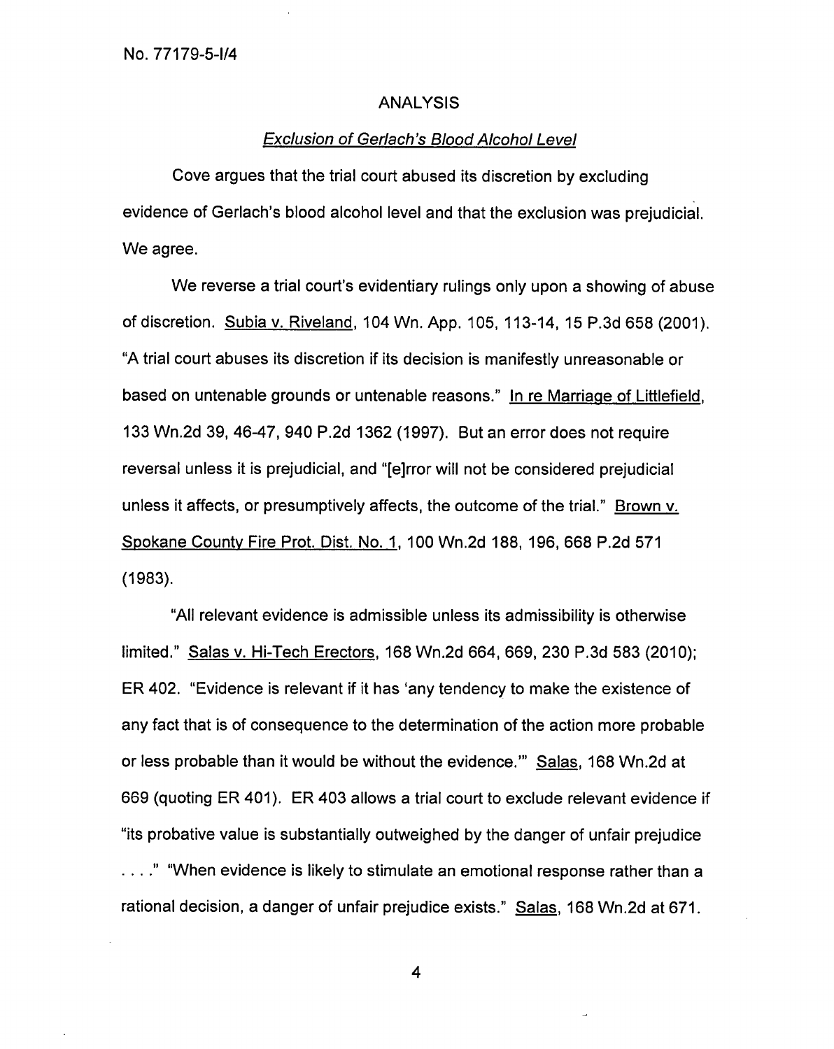## ANALYSIS

### *Exclusion of Gerlach's Blood Alcohol Level*

Cove argues that the trial court abused its discretion by excluding evidence of Gerlach's blood alcohol level and that the exclusion was prejudicial. We agree.

We reverse a trial court's evidentiary rulings only upon a showing of abuse of discretion. Subia v. Riveland, 104 Wn. App. 105, 113-14, 15 P.3d 658 (2001). "A trial court abuses its discretion if its decision is manifestly unreasonable or based on untenable grounds or untenable reasons." In re Marriage of Littlefield, 133 Wn.2d 39, 46-47, 940 P.2d 1362 (1997). But an error does not require reversal unless it is prejudicial, and "[e]rror will not be considered prejudicial unless it affects, or presumptively affects, the outcome of the trial." Brown v. Spokane County Fire Prot. Dist. No. 1, 100 Wn.2d 188, 196, 668 P.2d 571 (1983).

"All relevant evidence is admissible unless its admissibility is otherwise limited." Salas v. Hi-Tech Erectors, 168 Wn.2d 664, 669, 230 P.3d 583 (2010); ER 402. "Evidence is relevant if it has 'any tendency to make the existence of any fact that is of consequence to the determination of the action more probable or less probable than it would be without the evidence.'" Salas, 168 Wn.2d at 669 (quoting ER 401). ER 403 allows a trial court to exclude relevant evidence if "its probative value is substantially outweighed by the danger of unfair prejudice . . . ." "When evidence is likely to stimulate an emotional response rather than a rational decision, a danger of unfair prejudice exists." Salas, 168 Wn.2d at 671.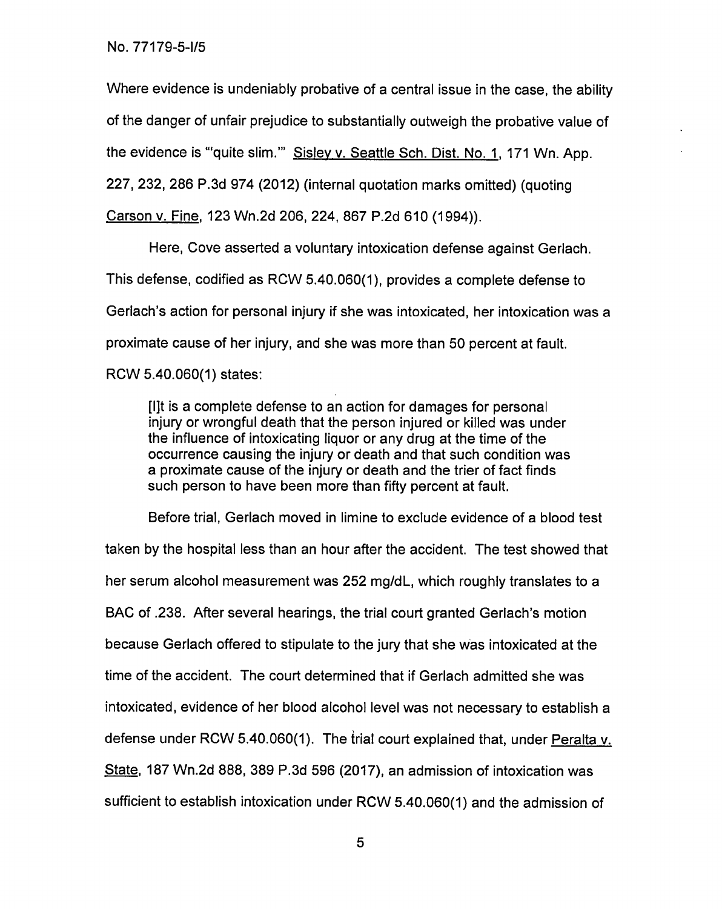Where evidence is undeniably probative of a central issue in the case, the ability of the danger of unfair prejudice to substantially outweigh the probative value of the evidence is "'quite slim.'" Sisley v. Seattle Sch. Dist. No. 1, 171 Wn. App. 227, 232, 286 P.3d 974 (2012) (internal quotation marks omitted) (quoting Carson v. Fine, 123 Wn.2d 206, 224, 867 P.2d 610 (1994)).

Here, Cove asserted a voluntary intoxication defense against Gerlach. This defense, codified as RCW 5.40.060(1), provides a complete defense to Gerlach's action for personal injury if she was intoxicated, her intoxication was a proximate cause of her injury, and she was more than 50 percent at fault. RCW 5.40.060(1) states:

> [I]t is a complete defense to an action for damages for personal injury or wrongful death that the person injured or killed was under the influence of intoxicating liquor or any drug at the time of the occurrence causing the injury or death and that such condition was a proximate cause of the injury or death and the trier of fact finds such person to have been more than fifty percent at fault.

Before trial, Gerlach moved in limine to exclude evidence of a blood test taken by the hospital less than an hour after the accident. The test showed that her serum alcohol measurement was 252 mg/dL, which roughly translates to a BAC of .238. After several hearings, the trial court granted Gerlach's motion because Gerlach offered to stipulate to the jury that she was intoxicated at the time of the accident. The court determined that if Gerlach admitted she was intoxicated, evidence of her blood alcohol level was not necessary to establish a defense under RCW 5.40.060(1). The trial court explained that, under Peralta v. State, 187 Wn.2d 888, 389 P.3d 596 (2017), an admission of intoxication was sufficient to establish intoxication under RCW 5.40.060(1) and the admission of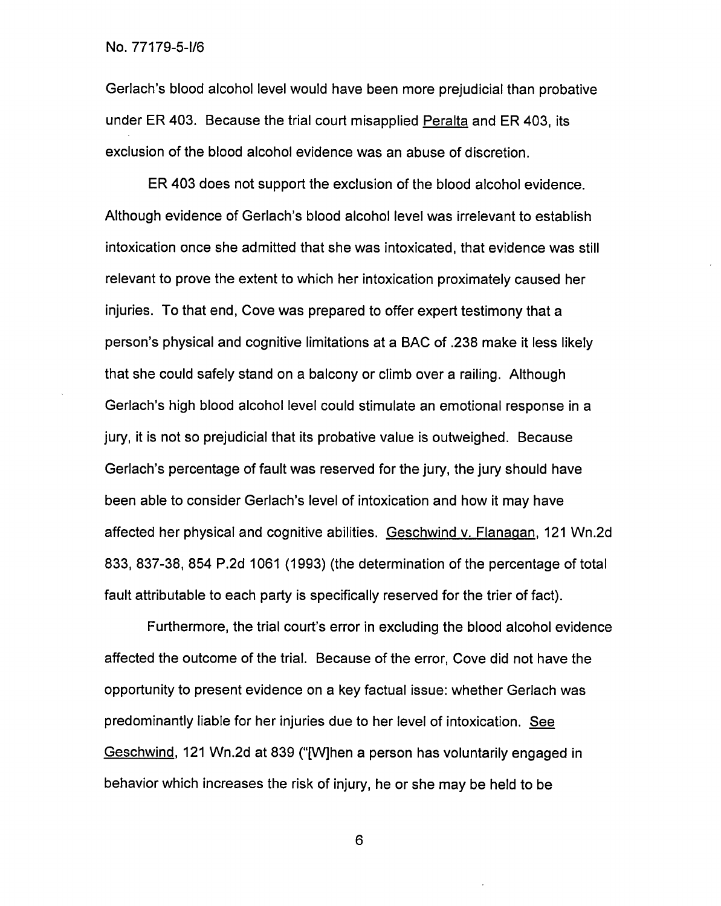Gerlach's blood alcohol level would have been more prejudicial than probative under ER 403. Because the trial court misapplied Peralta and ER 403, its exclusion of the blood alcohol evidence was an abuse of discretion.

ER 403 does not support the exclusion of the blood alcohol evidence. Although evidence of Gerlach's blood alcohol level was irrelevant to establish intoxication once she admitted that she was intoxicated, that evidence was still relevant to prove the extent to which her intoxication proximately caused her injuries. To that end, Cove was prepared to offer expert testimony that a person's physical and cognitive limitations at a BAC of .238 make it less likely that she could safely stand on a balcony or climb over a railing. Although Gerlach's high blood alcohol level could stimulate an emotional response in a jury, it is not so prejudicial that its probative value is outweighed. Because Gerlach's percentage of fault was reserved for the jury, the jury should have been able to consider Gerlach's level of intoxication and how it may have affected her physical and cognitive abilities. Geschwind v. Flanagan, 121 Wn.2d 833, 837-38, 854 P.2d 1061 (1993) (the determination of the percentage of total fault attributable to each party is specifically reserved for the trier of fact).

Furthermore, the trial court's error in excluding the blood alcohol evidence affected the outcome of the trial. Because of the error, Cove did not have the opportunity to present evidence on a key factual issue: whether Gerlach was predominantly liable for her injuries due to her level of intoxication. See Geschwind, 121 Wn.2d at 839 ("[W]hen a person has voluntarily engaged in behavior which increases the risk of injury, he or she may be held to be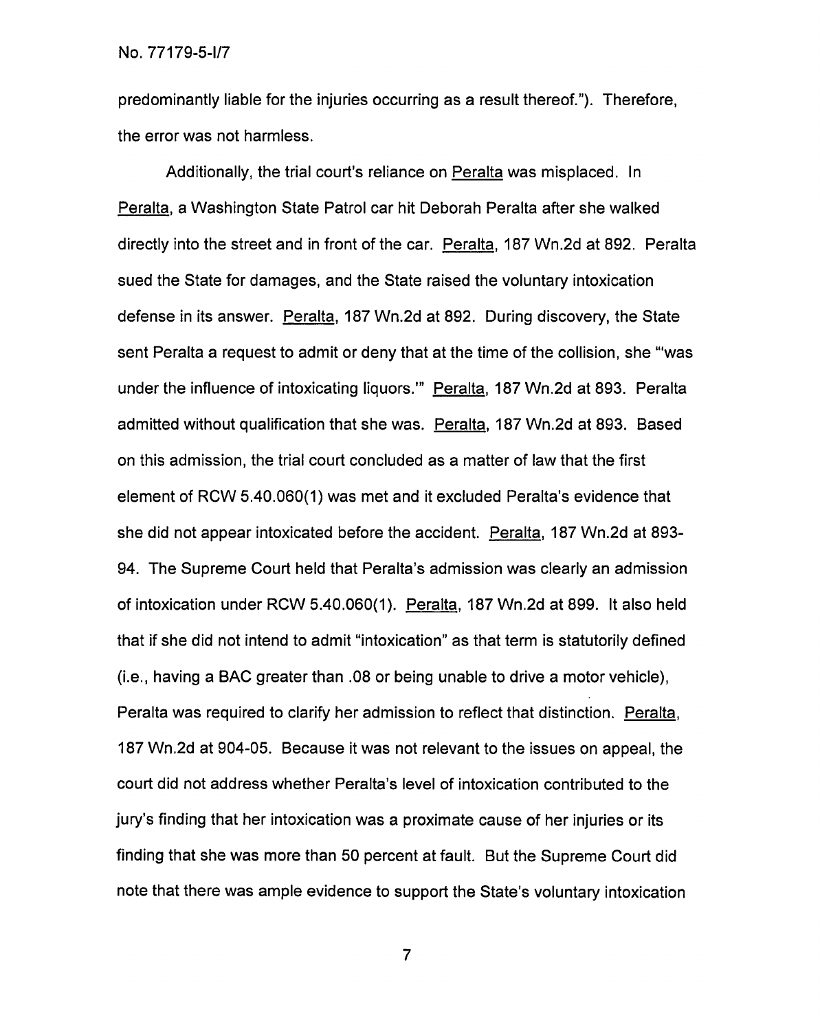predominantly liable for the injuries occurring as a result thereof."). Therefore, the error was not harmless.

Additionally, the trial court's reliance on Peralta was misplaced. In Peralta, a Washington State Patrol car hit Deborah Peralta after she walked directly into the street and in front of the car. Peralta, 187 Wn.2d at 892. Peralta sued the State for damages, and the State raised the voluntary intoxication defense in its answer. Peralta, 187 Wn.2d at 892. During discovery, the State sent Peralta a request to admit or deny that at the time of the collision, she "'was under the influence of intoxicating liquors.'" Peralta, 187 Wn.2d at 893. Peralta admitted without qualification that she was. Peralta, 187 Wn.2d at 893. Based on this admission, the trial court concluded as a matter of law that the first element of RCW 5.40.060(1) was met and it excluded Peralta's evidence that she did not appear intoxicated before the accident. Peralta, 187 Wn.2d at 893-94. The Supreme Court held that Peralta's admission was clearly an admission of intoxication under RCW 5.40.060(1). Peralta, 187 Wn.2d at 899. It also held that if she did not intend to admit "intoxication" as that term is statutorily defined (i.e., having a BAC greater than .08 or being unable to drive a motor vehicle), Peralta was required to clarify her admission to reflect that distinction. Peralta, 187 Wn.2d at 904-05. Because it was not relevant to the issues on appeal, the court did not address whether Peralta's level of intoxication contributed to the jury's finding that her intoxication was a proximate cause of her injuries or its finding that she was more than 50 percent at fault. But the Supreme Court did note that there was ample evidence to support the State's voluntary intoxication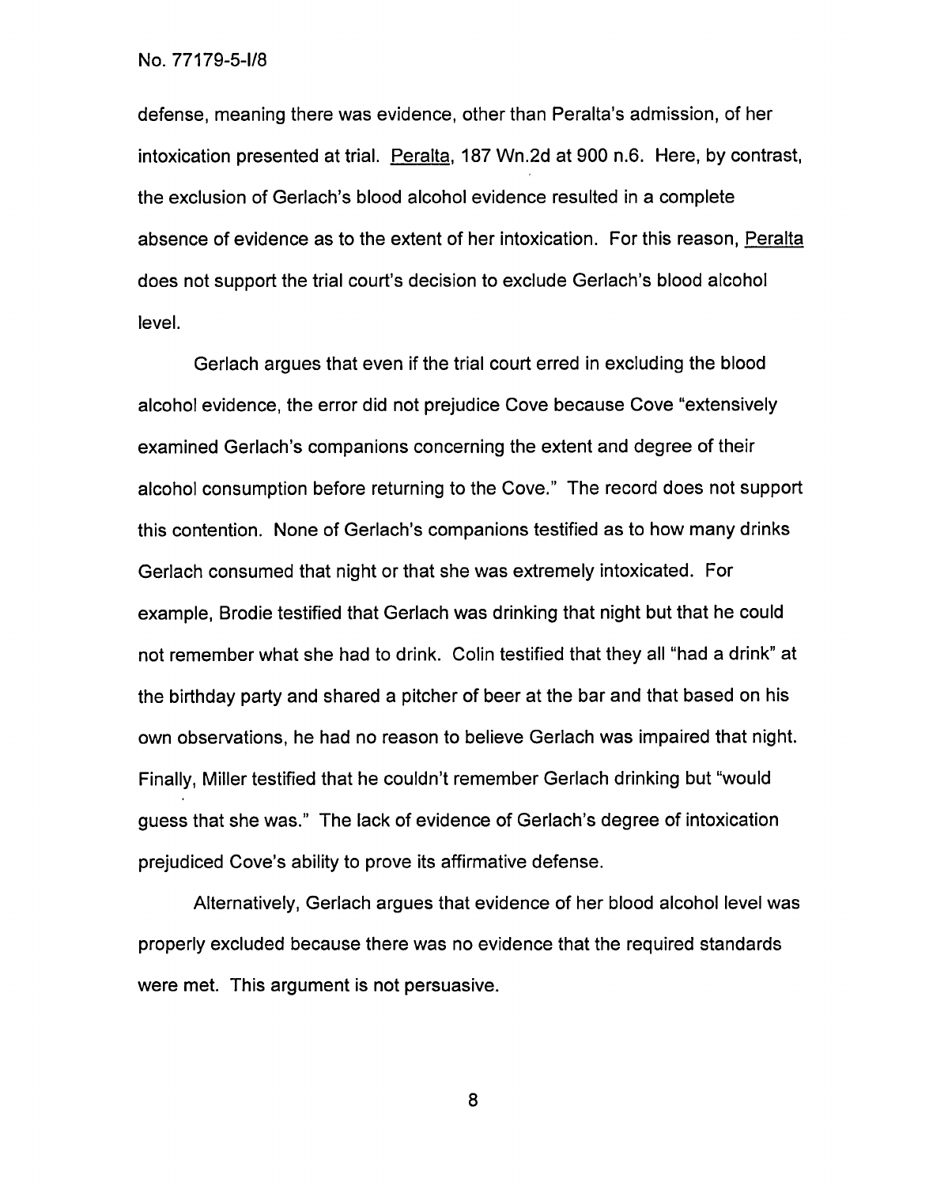defense, meaning there was evidence, other than Peralta's admission, of her intoxication presented at trial. Peralta, 187 Wn.2d at 900 n.6. Here, by contrast, the exclusion of Gerlach's blood alcohol evidence resulted in a complete absence of evidence as to the extent of her intoxication. For this reason, Peralta does not support the trial court's decision to exclude Gerlach's blood alcohol level.

Gerlach argues that even if the trial court erred in excluding the blood alcohol evidence, the error did not prejudice Cove because Cove "extensively examined Gerlach's companions concerning the extent and degree of their alcohol consumption before returning to the Cove." The record does not support this contention. None of Gerlach's companions testified as to how many drinks Gerlach consumed that night or that she was extremely intoxicated. For example, Brodie testified that Gerlach was drinking that night but that he could not remember what she had to drink. Colin testified that they all "had a drink" at the birthday party and shared a pitcher of beer at the bar and that based on his own observations, he had no reason to believe Gerlach was impaired that night. Finally, Miller testified that he couldn't remember Gerlach drinking but "would guess that she was." The lack of evidence of Gerlach's degree of intoxication prejudiced Cove's ability to prove its affirmative defense.

Alternatively, Gerlach argues that evidence of her blood alcohol level was properly excluded because there was no evidence that the required standards were met. This argument is not persuasive.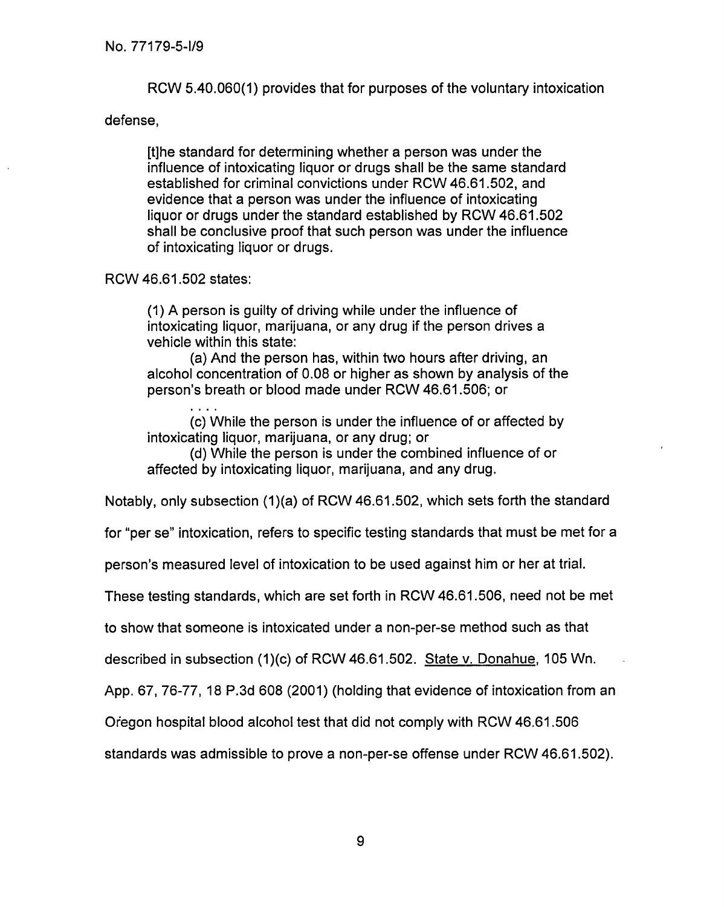RCW 5.40.060(1) provides that for purposes of the voluntary intoxication defense,

> [t]he standard for determining whether a person was under the influence of intoxicating liquor or drugs shall be the same standard established for criminal convictions under RCW 46.61.502, and evidence that a person was under the influence of intoxicating liquor or drugs under the standard established by RCW 46.61.502 shall be conclusive proof that such person was under the influence of intoxicating liquor or drugs.

RCW 46.61.502 states:

> (1) A person is guilty of driving while under the influence of intoxicating liquor, marijuana, or any drug if the person drives a vehicle within this state:
>
> (a) And the person has, within two hours after driving, an alcohol concentration of 0.08 or higher as shown by analysis of the person's breath or blood made under RCW 46.61.506; or
>
> . . . .
>
> (c) While the person is under the influence of or affected by intoxicating liquor, marijuana, or any drug; or
>
> (d) While the person is under the combined influence of or affected by intoxicating liquor, marijuana, and any drug.

Notably, only subsection (1)(a) of RCW 46.61.502, which sets forth the standard for "per se" intoxication, refers to specific testing standards that must be met for a person's measured level of intoxication to be used against him or her at trial. These testing standards, which are set forth in RCW 46.61.506, need not be met to show that someone is intoxicated under a non-per-se method such as that described in subsection (1)(c) of RCW 46.61.502. State v. Donahue, 105 Wn. App. 67, 76-77, 18 P.3d 608 (2001) (holding that evidence of intoxication from an Oregon hospital blood alcohol test that did not comply with RCW 46.61.506 standards was admissible to prove a non-per-se offense under RCW 46.61.502).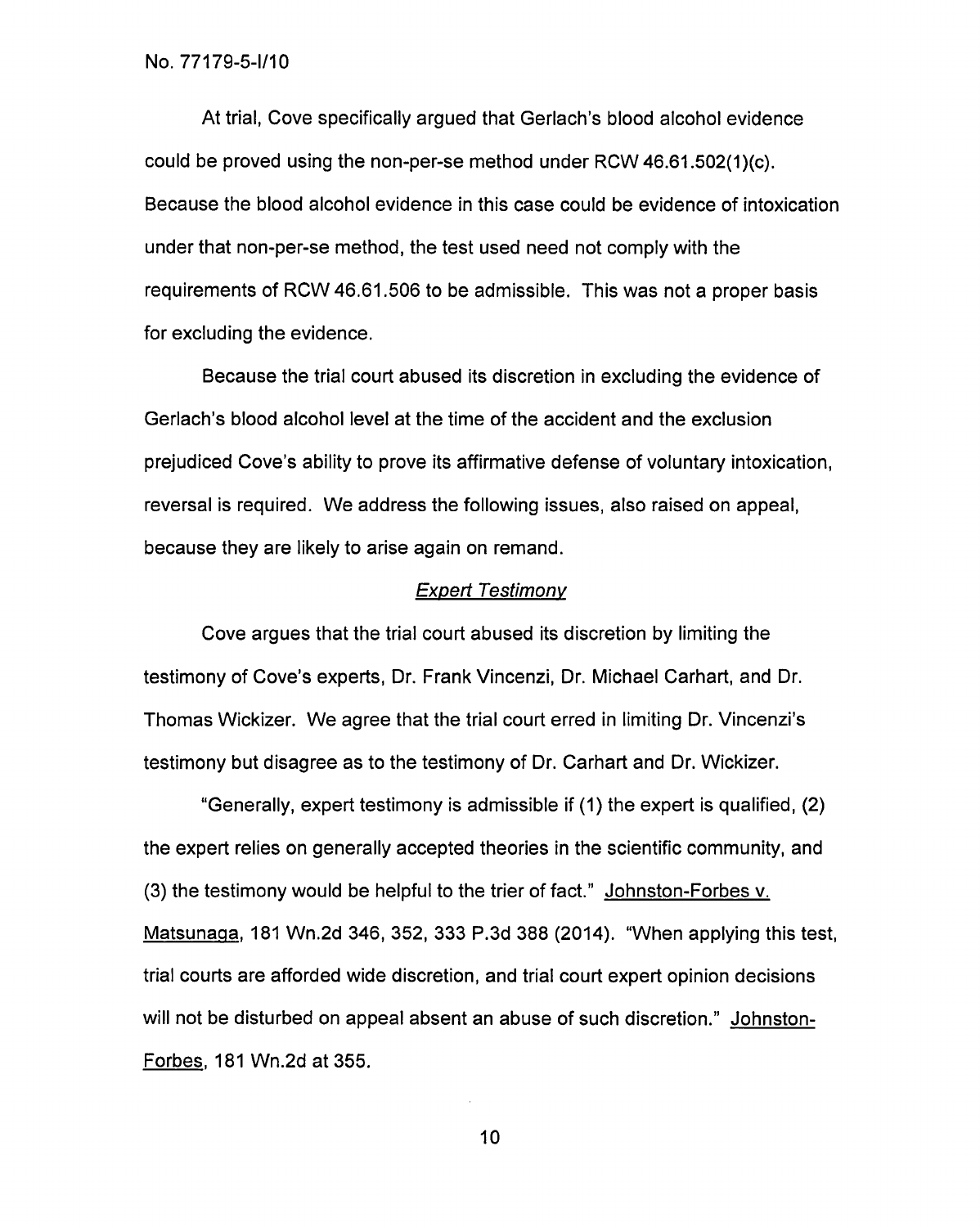At trial, Cove specifically argued that Gerlach's blood alcohol evidence could be proved using the non-per-se method under RCW 46.61.502(1)(c). Because the blood alcohol evidence in this case could be evidence of intoxication under that non-per-se method, the test used need not comply with the requirements of RCW 46.61.506 to be admissible. This was not a proper basis for excluding the evidence.

Because the trial court abused its discretion in excluding the evidence of Gerlach's blood alcohol level at the time of the accident and the exclusion prejudiced Cove's ability to prove its affirmative defense of voluntary intoxication, reversal is required. We address the following issues, also raised on appeal, because they are likely to arise again on remand.

### *Expert Testimony*

Cove argues that the trial court abused its discretion by limiting the testimony of Cove's experts, Dr. Frank Vincenzi, Dr. Michael Carhart, and Dr. Thomas Wickizer. We agree that the trial court erred in limiting Dr. Vincenzi's testimony but disagree as to the testimony of Dr. Carhart and Dr. Wickizer.

"Generally, expert testimony is admissible if (1) the expert is qualified, (2) the expert relies on generally accepted theories in the scientific community, and (3) the testimony would be helpful to the trier of fact." Johnston-Forbes v. Matsunaga, 181 Wn.2d 346, 352, 333 P.3d 388 (2014). "When applying this test, trial courts are afforded wide discretion, and trial court expert opinion decisions will not be disturbed on appeal absent an abuse of such discretion." Johnston-Forbes, 181 Wn.2d at 355.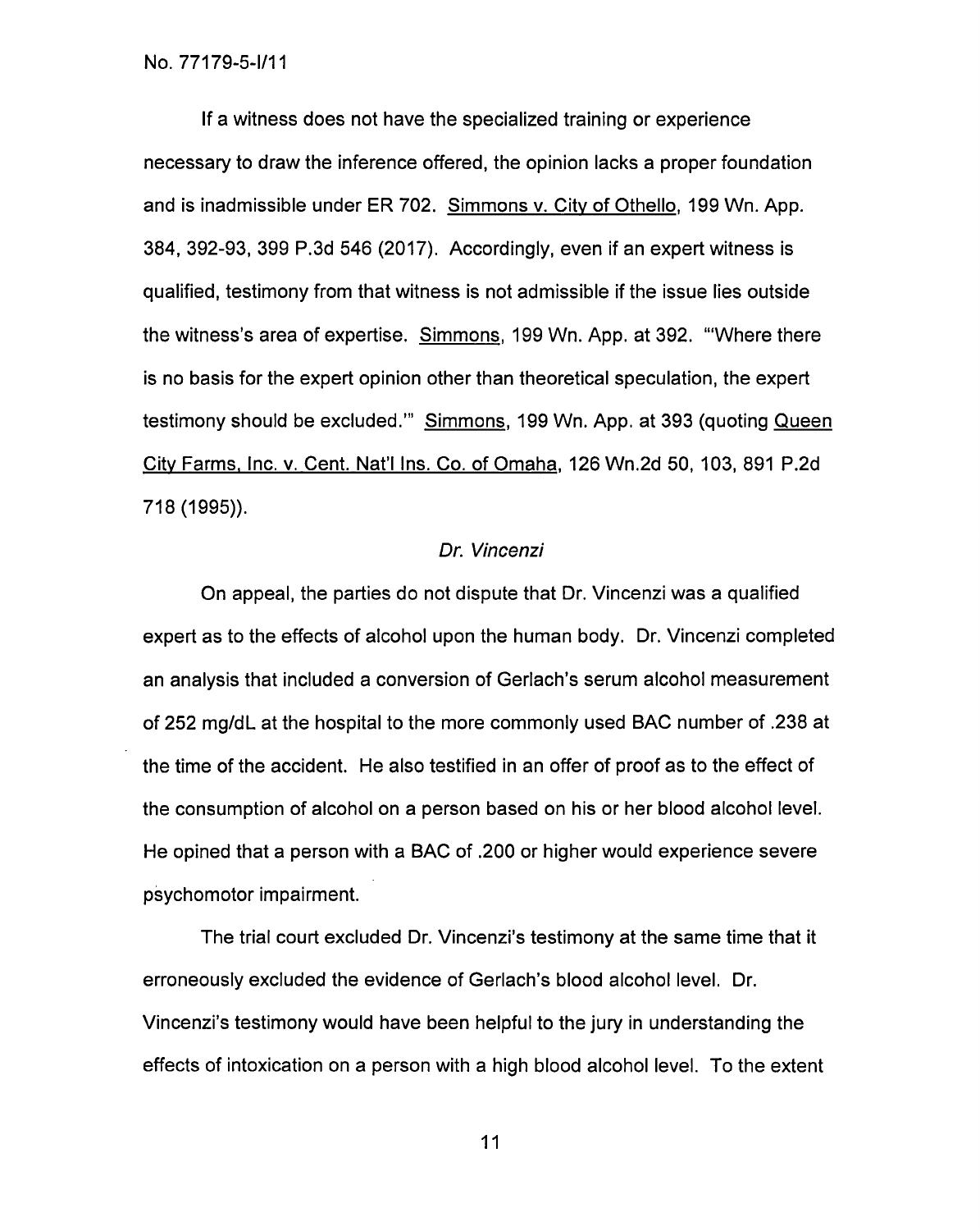If a witness does not have the specialized training or experience necessary to draw the inference offered, the opinion lacks a proper foundation and is inadmissible under ER 702. Simmons v. City of Othello, 199 Wn. App. 384, 392-93, 399 P.3d 546 (2017). Accordingly, even if an expert witness is qualified, testimony from that witness is not admissible if the issue lies outside the witness's area of expertise. Simmons, 199 Wn. App. at 392. "'Where there is no basis for the expert opinion other than theoretical speculation, the expert testimony should be excluded.'" Simmons, 199 Wn. App. at 393 (quoting Queen City Farms, Inc. v. Cent. Nat'l Ins. Co. of Omaha, 126 Wn.2d 50, 103, 891 P.2d 718 (1995)).

*Dr. Vincenzi*

On appeal, the parties do not dispute that Dr. Vincenzi was a qualified expert as to the effects of alcohol upon the human body. Dr. Vincenzi completed an analysis that included a conversion of Gerlach's serum alcohol measurement of 252 mg/dL at the hospital to the more commonly used BAC number of .238 at the time of the accident. He also testified in an offer of proof as to the effect of the consumption of alcohol on a person based on his or her blood alcohol level. He opined that a person with a BAC of .200 or higher would experience severe psychomotor impairment.

The trial court excluded Dr. Vincenzi's testimony at the same time that it erroneously excluded the evidence of Gerlach's blood alcohol level. Dr. Vincenzi's testimony would have been helpful to the jury in understanding the effects of intoxication on a person with a high blood alcohol level. To the extent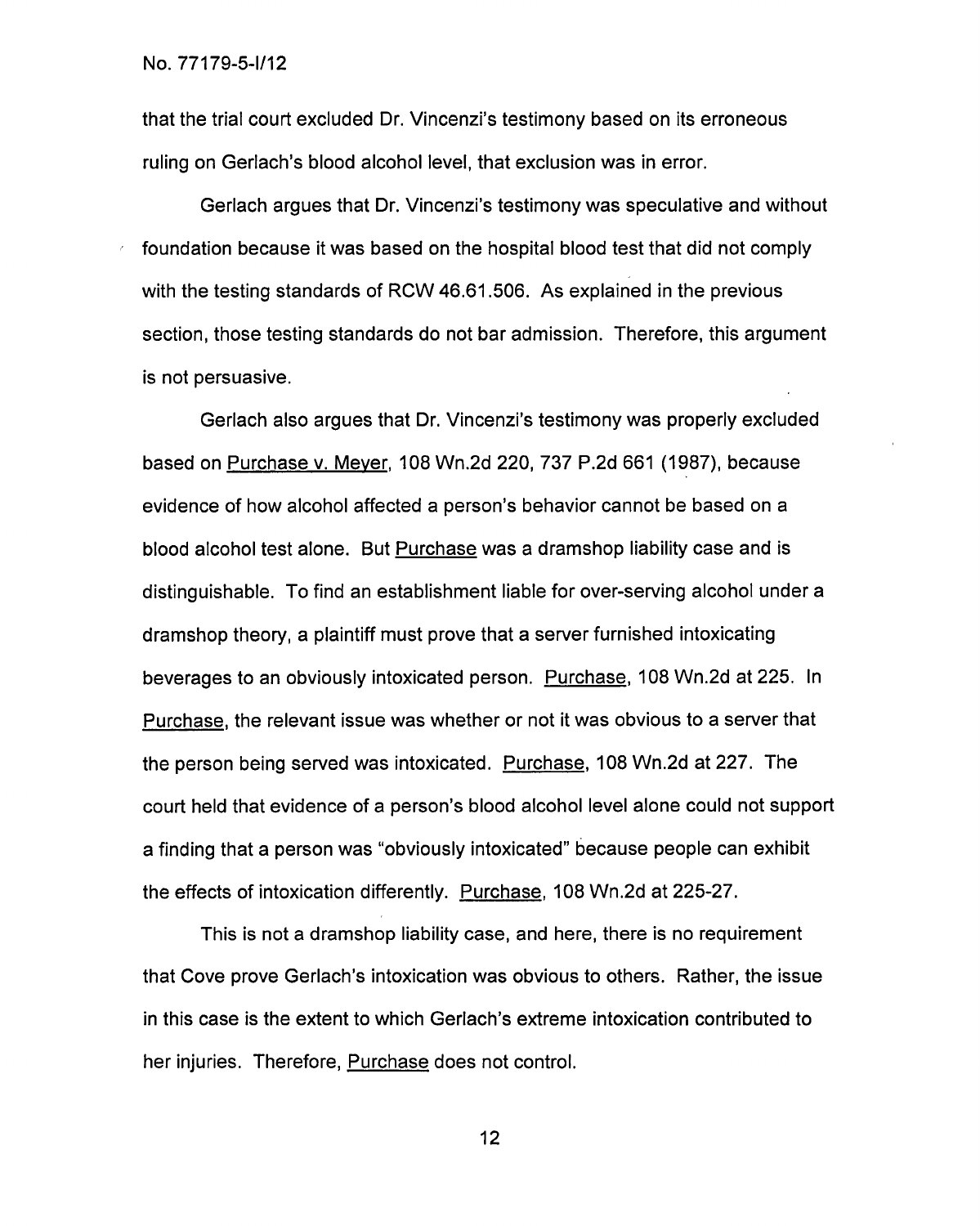that the trial court excluded Dr. Vincenzi's testimony based on its erroneous ruling on Gerlach's blood alcohol level, that exclusion was in error.

Gerlach argues that Dr. Vincenzi's testimony was speculative and without foundation because it was based on the hospital blood test that did not comply with the testing standards of RCW 46.61.506. As explained in the previous section, those testing standards do not bar admission. Therefore, this argument is not persuasive.

Gerlach also argues that Dr. Vincenzi's testimony was properly excluded based on Purchase v. Meyer, 108 Wn.2d 220, 737 P.2d 661 (1987), because evidence of how alcohol affected a person's behavior cannot be based on a blood alcohol test alone. But Purchase was a dramshop liability case and is distinguishable. To find an establishment liable for over-serving alcohol under a dramshop theory, a plaintiff must prove that a server furnished intoxicating beverages to an obviously intoxicated person. Purchase, 108 Wn.2d at 225. In Purchase, the relevant issue was whether or not it was obvious to a server that the person being served was intoxicated. Purchase, 108 Wn.2d at 227. The court held that evidence of a person's blood alcohol level alone could not support a finding that a person was "obviously intoxicated" because people can exhibit the effects of intoxication differently. Purchase, 108 Wn.2d at 225-27.

This is not a dramshop liability case, and here, there is no requirement that Cove prove Gerlach's intoxication was obvious to others. Rather, the issue in this case is the extent to which Gerlach's extreme intoxication contributed to her injuries. Therefore, Purchase does not control.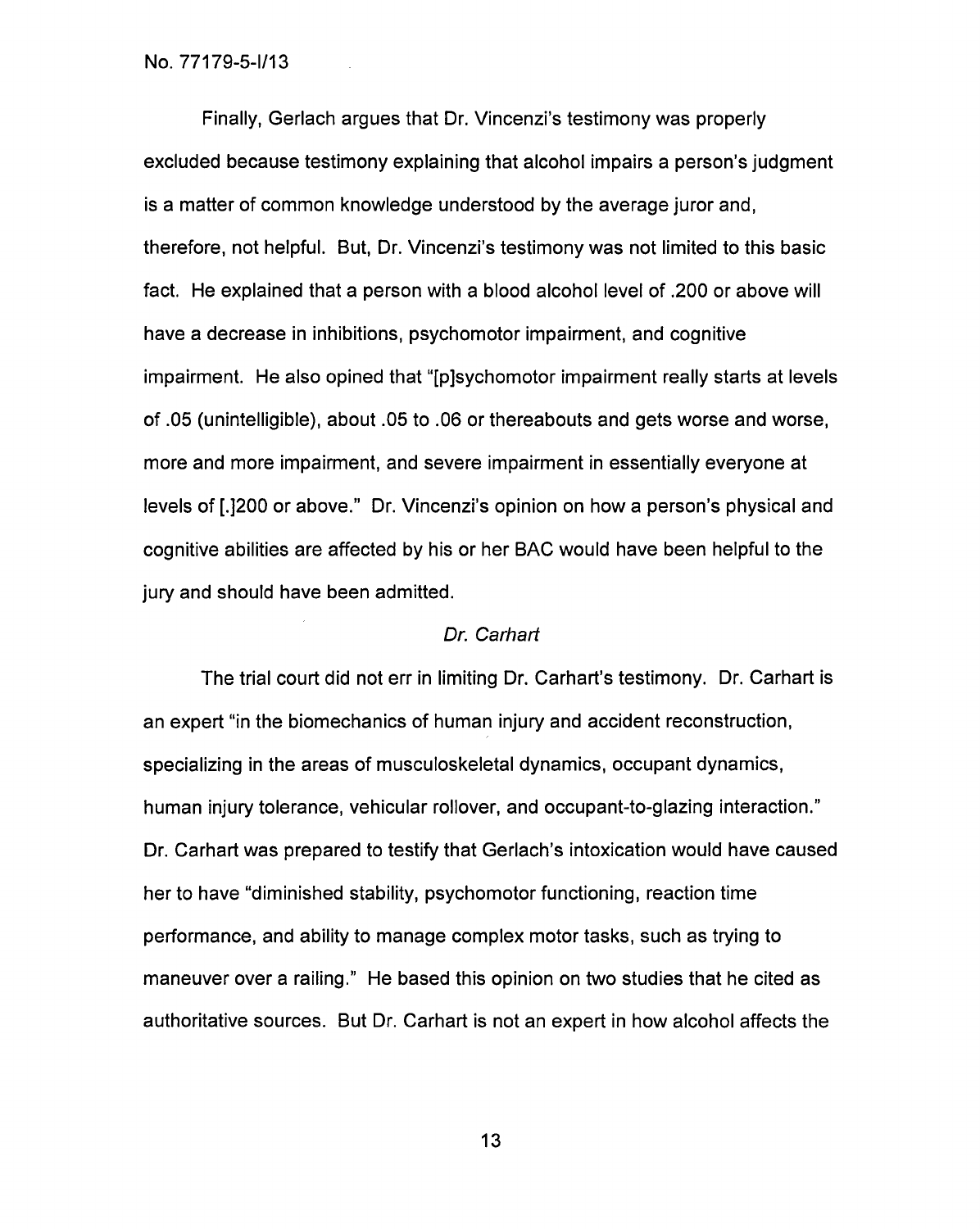Finally, Gerlach argues that Dr. Vincenzi's testimony was properly excluded because testimony explaining that alcohol impairs a person's judgment is a matter of common knowledge understood by the average juror and, therefore, not helpful. But, Dr. Vincenzi's testimony was not limited to this basic fact. He explained that a person with a blood alcohol level of .200 or above will have a decrease in inhibitions, psychomotor impairment, and cognitive impairment. He also opined that "[p]sychomotor impairment really starts at levels of .05 (unintelligible), about .05 to .06 or thereabouts and gets worse and worse, more and more impairment, and severe impairment in essentially everyone at levels of [.]200 or above." Dr. Vincenzi's opinion on how a person's physical and cognitive abilities are affected by his or her BAC would have been helpful to the jury and should have been admitted.

*Dr. Carhart*

The trial court did not err in limiting Dr. Carhart's testimony. Dr. Carhart is an expert "in the biomechanics of human injury and accident reconstruction, specializing in the areas of musculoskeletal dynamics, occupant dynamics, human injury tolerance, vehicular rollover, and occupant-to-glazing interaction." Dr. Carhart was prepared to testify that Gerlach's intoxication would have caused her to have "diminished stability, psychomotor functioning, reaction time performance, and ability to manage complex motor tasks, such as trying to maneuver over a railing." He based this opinion on two studies that he cited as authoritative sources. But Dr. Carhart is not an expert in how alcohol affects the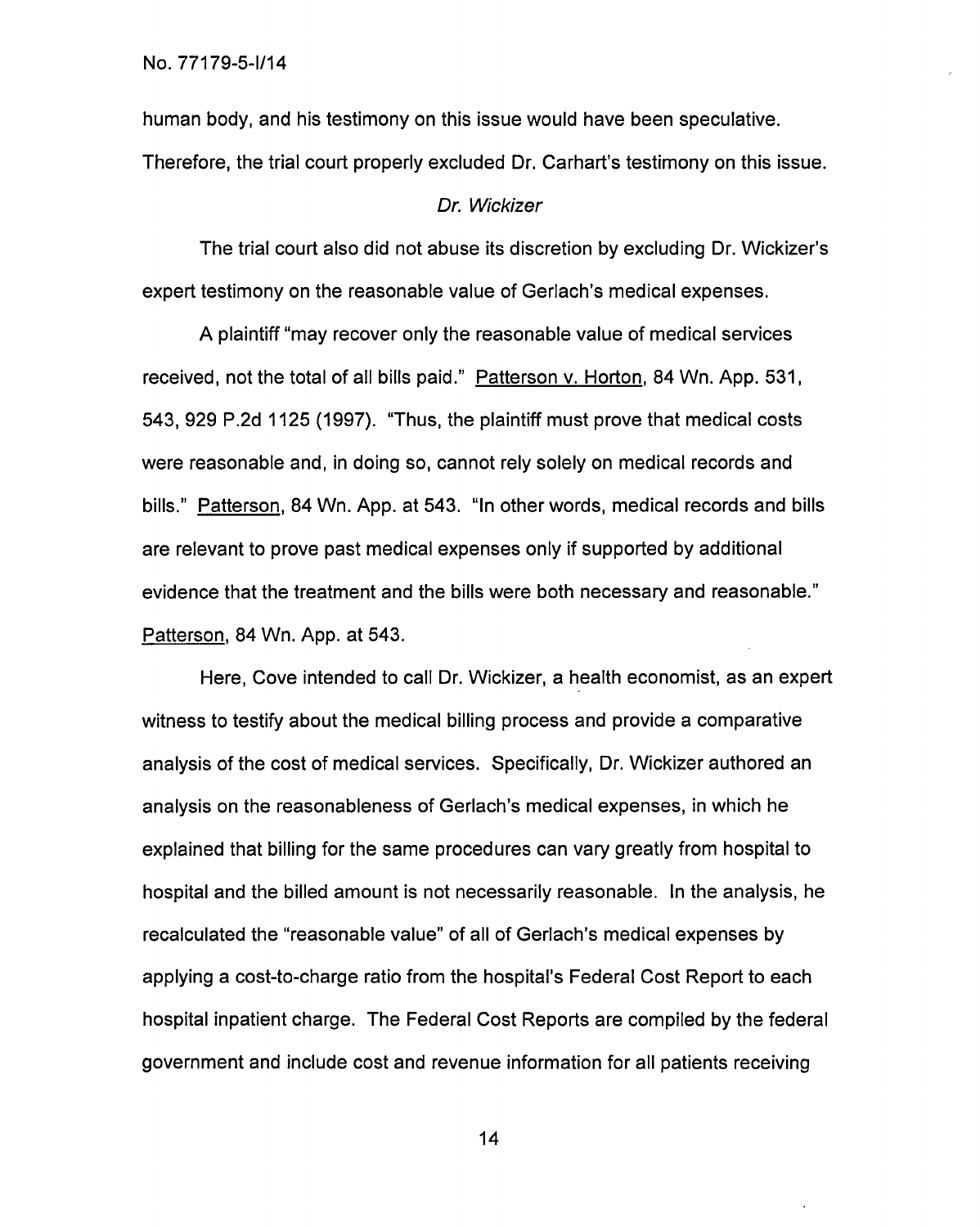human body, and his testimony on this issue would have been speculative. Therefore, the trial court properly excluded Dr. Carhart's testimony on this issue.

*Dr. Wickizer*

The trial court also did not abuse its discretion by excluding Dr. Wickizer's expert testimony on the reasonable value of Gerlach's medical expenses.

A plaintiff "may recover only the reasonable value of medical services received, not the total of all bills paid." Patterson v. Horton, 84 Wn. App. 531, 543, 929 P.2d 1125 (1997). "Thus, the plaintiff must prove that medical costs were reasonable and, in doing so, cannot rely solely on medical records and bills." Patterson, 84 Wn. App. at 543. "In other words, medical records and bills are relevant to prove past medical expenses only if supported by additional evidence that the treatment and the bills were both necessary and reasonable." Patterson, 84 Wn. App. at 543.

Here, Cove intended to call Dr. Wickizer, a health economist, as an expert witness to testify about the medical billing process and provide a comparative analysis of the cost of medical services. Specifically, Dr. Wickizer authored an analysis on the reasonableness of Gerlach's medical expenses, in which he explained that billing for the same procedures can vary greatly from hospital to hospital and the billed amount is not necessarily reasonable. In the analysis, he recalculated the "reasonable value" of all of Gerlach's medical expenses by applying a cost-to-charge ratio from the hospital's Federal Cost Report to each hospital inpatient charge. The Federal Cost Reports are compiled by the federal government and include cost and revenue information for all patients receiving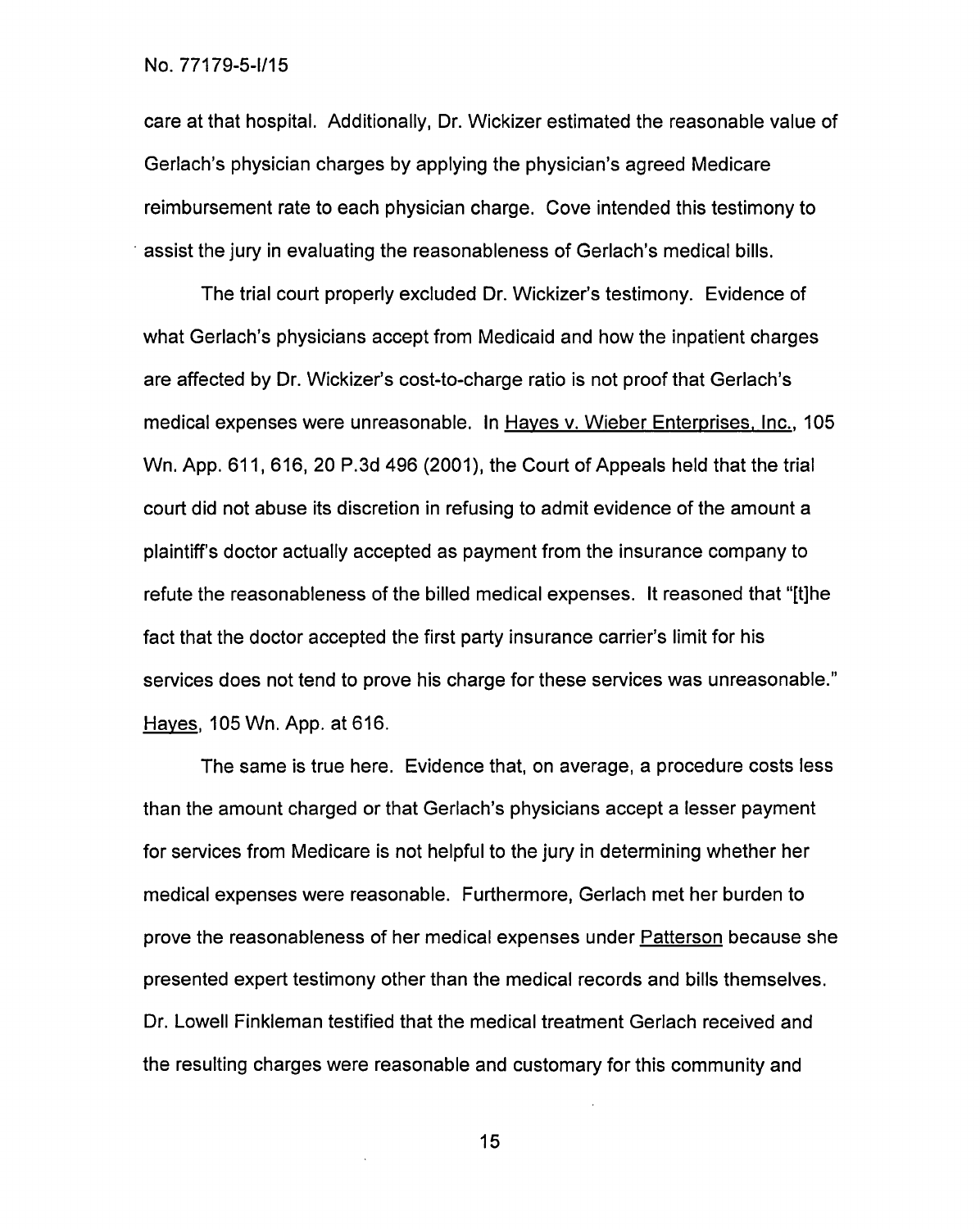care at that hospital. Additionally, Dr. Wickizer estimated the reasonable value of Gerlach's physician charges by applying the physician's agreed Medicare reimbursement rate to each physician charge. Cove intended this testimony to assist the jury in evaluating the reasonableness of Gerlach's medical bills.

The trial court properly excluded Dr. Wickizer's testimony. Evidence of what Gerlach's physicians accept from Medicaid and how the inpatient charges are affected by Dr. Wickizer's cost-to-charge ratio is not proof that Gerlach's medical expenses were unreasonable. In Hayes v. Wieber Enterprises, Inc., 105 Wn. App. 611, 616, 20 P.3d 496 (2001), the Court of Appeals held that the trial court did not abuse its discretion in refusing to admit evidence of the amount a plaintiff's doctor actually accepted as payment from the insurance company to refute the reasonableness of the billed medical expenses. It reasoned that "[t]he fact that the doctor accepted the first party insurance carrier's limit for his services does not tend to prove his charge for these services was unreasonable." Hayes, 105 Wn. App. at 616.

The same is true here. Evidence that, on average, a procedure costs less than the amount charged or that Gerlach's physicians accept a lesser payment for services from Medicare is not helpful to the jury in determining whether her medical expenses were reasonable. Furthermore, Gerlach met her burden to prove the reasonableness of her medical expenses under Patterson because she presented expert testimony other than the medical records and bills themselves. Dr. Lowell Finkleman testified that the medical treatment Gerlach received and the resulting charges were reasonable and customary for this community and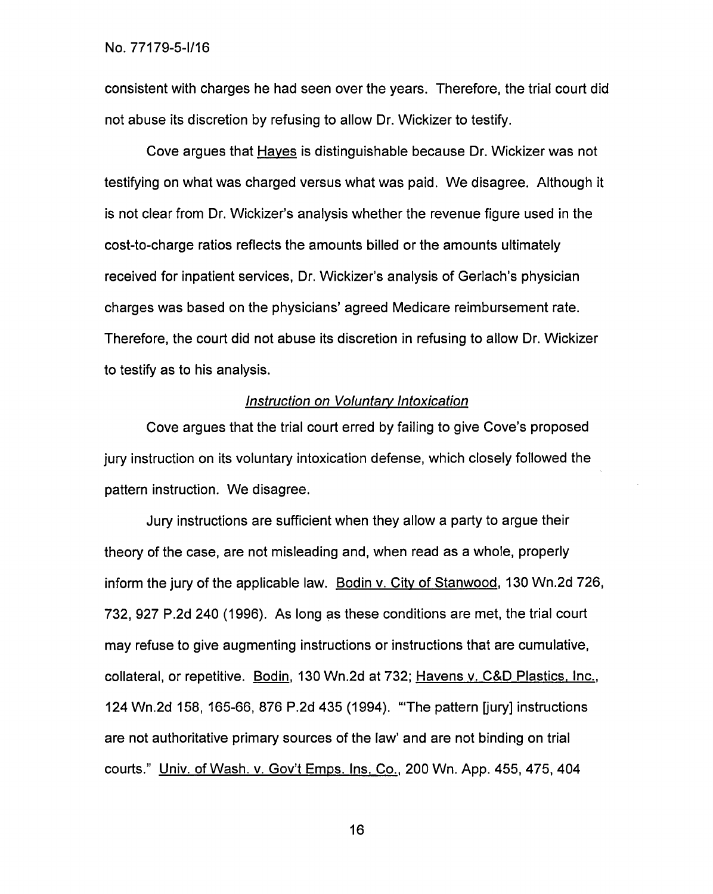consistent with charges he had seen over the years. Therefore, the trial court did not abuse its discretion by refusing to allow Dr. Wickizer to testify.

Cove argues that Hayes is distinguishable because Dr. Wickizer was not testifying on what was charged versus what was paid. We disagree. Although it is not clear from Dr. Wickizer's analysis whether the revenue figure used in the cost-to-charge ratios reflects the amounts billed or the amounts ultimately received for inpatient services, Dr. Wickizer's analysis of Gerlach's physician charges was based on the physicians' agreed Medicare reimbursement rate. Therefore, the court did not abuse its discretion in refusing to allow Dr. Wickizer to testify as to his analysis.

*Instruction on Voluntary Intoxication*

Cove argues that the trial court erred by failing to give Cove's proposed jury instruction on its voluntary intoxication defense, which closely followed the pattern instruction. We disagree.

Jury instructions are sufficient when they allow a party to argue their theory of the case, are not misleading and, when read as a whole, properly inform the jury of the applicable law. Bodin v. City of Stanwood, 130 Wn.2d 726, 732, 927 P.2d 240 (1996). As long as these conditions are met, the trial court may refuse to give augmenting instructions or instructions that are cumulative, collateral, or repetitive. Bodin, 130 Wn.2d at 732; Havens v. C&D Plastics, Inc., 124 Wn.2d 158, 165-66, 876 P.2d 435 (1994). "'The pattern [jury] instructions are not authoritative primary sources of the law' and are not binding on trial courts." Univ. of Wash. v. Gov't Emps. Ins. Co., 200 Wn. App. 455, 475, 404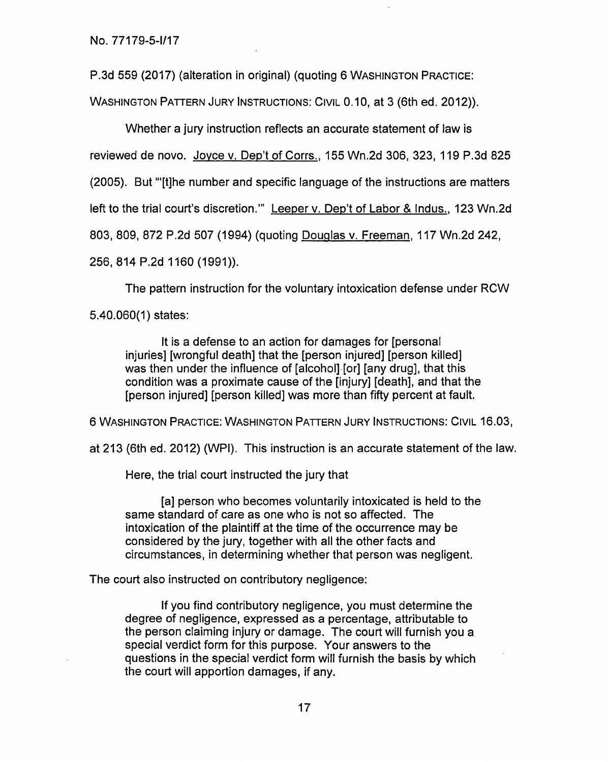P.3d 559 (2017) (alteration in original) (quoting 6 WASHINGTON PRACTICE: WASHINGTON PATTERN JURY INSTRUCTIONS: CIVIL 0.10, at 3 (6th ed. 2012)).

Whether a jury instruction reflects an accurate statement of law is reviewed de novo. Joyce v. Dep't of Corrs., 155 Wn.2d 306, 323, 119 P.3d 825 (2005). But "'[t]he number and specific language of the instructions are matters left to the trial court's discretion.'" Leeper v. Dep't of Labor & Indus., 123 Wn.2d 803, 809, 872 P.2d 507 (1994) (quoting Douglas v. Freeman, 117 Wn.2d 242, 256, 814 P.2d 1160 (1991)).

The pattern instruction for the voluntary intoxication defense under RCW 5.40.060(1) states:

> It is a defense to an action for damages for [personal injuries] [wrongful death] that the [person injured] [person killed] was then under the influence of [alcohol] [or] [any drug], that this condition was a proximate cause of the [injury] [death], and that the [person injured] [person killed] was more than fifty percent at fault.

6 WASHINGTON PRACTICE: WASHINGTON PATTERN JURY INSTRUCTIONS: CIVIL 16.03, at 213 (6th ed. 2012) (WPI). This instruction is an accurate statement of the law.

Here, the trial court instructed the jury that

> [a] person who becomes voluntarily intoxicated is held to the same standard of care as one who is not so affected. The intoxication of the plaintiff at the time of the occurrence may be considered by the jury, together with all the other facts and circumstances, in determining whether that person was negligent.

The court also instructed on contributory negligence:

> If you find contributory negligence, you must determine the degree of negligence, expressed as a percentage, attributable to the person claiming injury or damage. The court will furnish you a special verdict form for this purpose. Your answers to the questions in the special verdict form will furnish the basis by which the court will apportion damages, if any.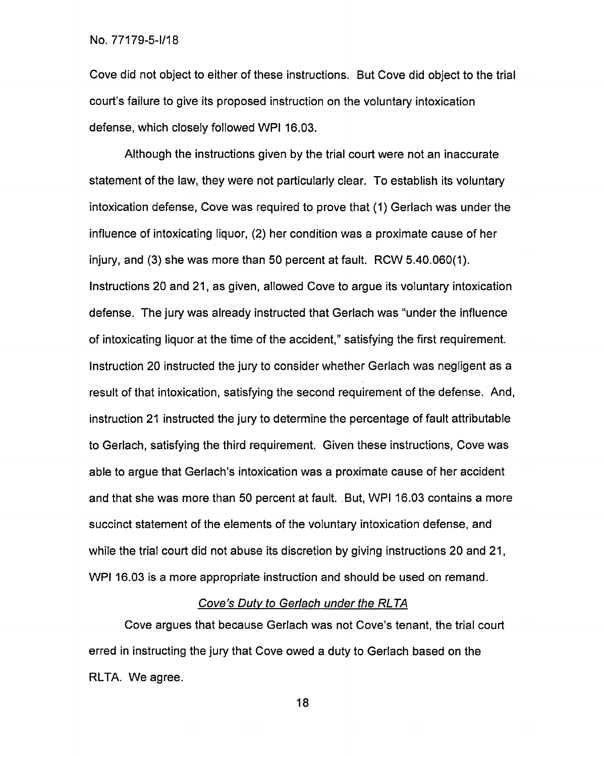Cove did not object to either of these instructions. But Cove did object to the trial court's failure to give its proposed instruction on the voluntary intoxication defense, which closely followed WPI 16.03.

Although the instructions given by the trial court were not an inaccurate statement of the law, they were not particularly clear. To establish its voluntary intoxication defense, Cove was required to prove that (1) Gerlach was under the influence of intoxicating liquor, (2) her condition was a proximate cause of her injury, and (3) she was more than 50 percent at fault. RCW 5.40.060(1). Instructions 20 and 21, as given, allowed Cove to argue its voluntary intoxication defense. The jury was already instructed that Gerlach was "under the influence of intoxicating liquor at the time of the accident," satisfying the first requirement. Instruction 20 instructed the jury to consider whether Gerlach was negligent as a result of that intoxication, satisfying the second requirement of the defense. And, instruction 21 instructed the jury to determine the percentage of fault attributable to Gerlach, satisfying the third requirement. Given these instructions, Cove was able to argue that Gerlach's intoxication was a proximate cause of her accident and that she was more than 50 percent at fault. But, WPI 16.03 contains a more succinct statement of the elements of the voluntary intoxication defense, and while the trial court did not abuse its discretion by giving instructions 20 and 21, WPI 16.03 is a more appropriate instruction and should be used on remand.

*Cove's Duty to Gerlach under the RLTA*

Cove argues that because Gerlach was not Cove's tenant, the trial court erred in instructing the jury that Cove owed a duty to Gerlach based on the RLTA. We agree.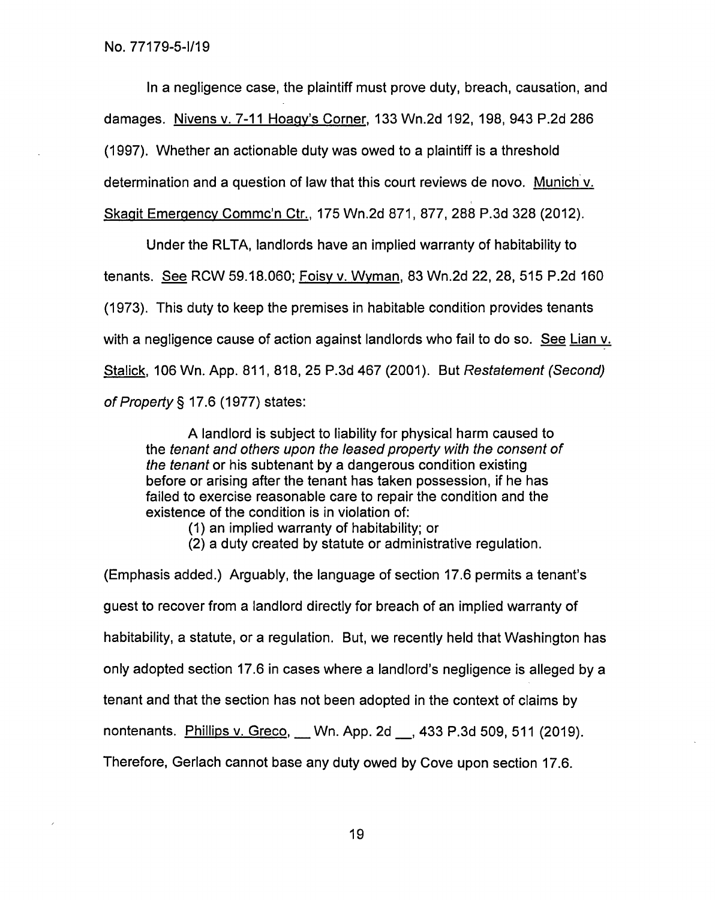In a negligence case, the plaintiff must prove duty, breach, causation, and damages. Nivens v. 7-11 Hoagy's Corner, 133 Wn.2d 192, 198, 943 P.2d 286 (1997). Whether an actionable duty was owed to a plaintiff is a threshold determination and a question of law that this court reviews de novo. Munich v. Skagit Emergency Commc'n Ctr., 175 Wn.2d 871, 877, 288 P.3d 328 (2012).

Under the RLTA, landlords have an implied warranty of habitability to tenants. See RCW 59.18.060; Foisy v. Wyman, 83 Wn.2d 22, 28, 515 P.2d 160 (1973). This duty to keep the premises in habitable condition provides tenants with a negligence cause of action against landlords who fail to do so. See Lian v. Stalick, 106 Wn. App. 811, 818, 25 P.3d 467 (2001). But *Restatement (Second) of Property* § 17.6 (1977) states:

> A landlord is subject to liability for physical harm caused to the *tenant and others upon the leased property with the consent of the tenant* or his subtenant by a dangerous condition existing before or arising after the tenant has taken possession, if he has failed to exercise reasonable care to repair the condition and the existence of the condition is in violation of:
>
> (1) an implied warranty of habitability; or
>
> (2) a duty created by statute or administrative regulation.

(Emphasis added.) Arguably, the language of section 17.6 permits a tenant's guest to recover from a landlord directly for breach of an implied warranty of habitability, a statute, or a regulation. But, we recently held that Washington has only adopted section 17.6 in cases where a landlord's negligence is alleged by a tenant and that the section has not been adopted in the context of claims by nontenants. Phillips v. Greco, \_\_ Wn. App. 2d \_\_, 433 P.3d 509, 511 (2019). Therefore, Gerlach cannot base any duty owed by Cove upon section 17.6.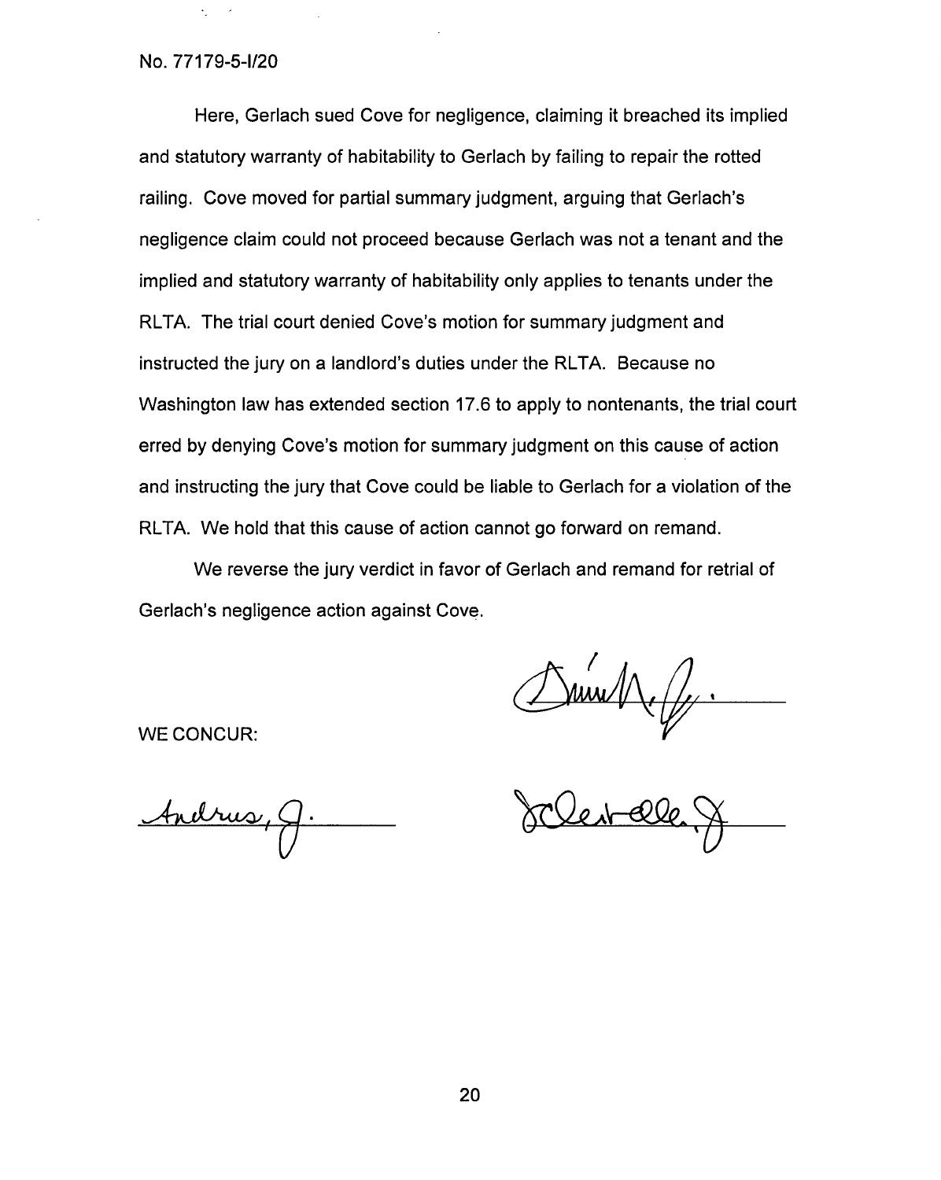Here, Gerlach sued Cove for negligence, claiming it breached its implied and statutory warranty of habitability to Gerlach by failing to repair the rotted railing. Cove moved for partial summary judgment, arguing that Gerlach's negligence claim could not proceed because Gerlach was not a tenant and the implied and statutory warranty of habitability only applies to tenants under the RLTA. The trial court denied Cove's motion for summary judgment and instructed the jury on a landlord's duties under the RLTA. Because no Washington law has extended section 17.6 to apply to nontenants, the trial court erred by denying Cove's motion for summary judgment on this cause of action and instructing the jury that Cove could be liable to Gerlach for a violation of the RLTA. We hold that this cause of action cannot go forward on remand.

We reverse the jury verdict in favor of Gerlach and remand for retrial of Gerlach's negligence action against Cove.

Smith, J.

WE CONCUR:

Andrus, J.

Leach, J.